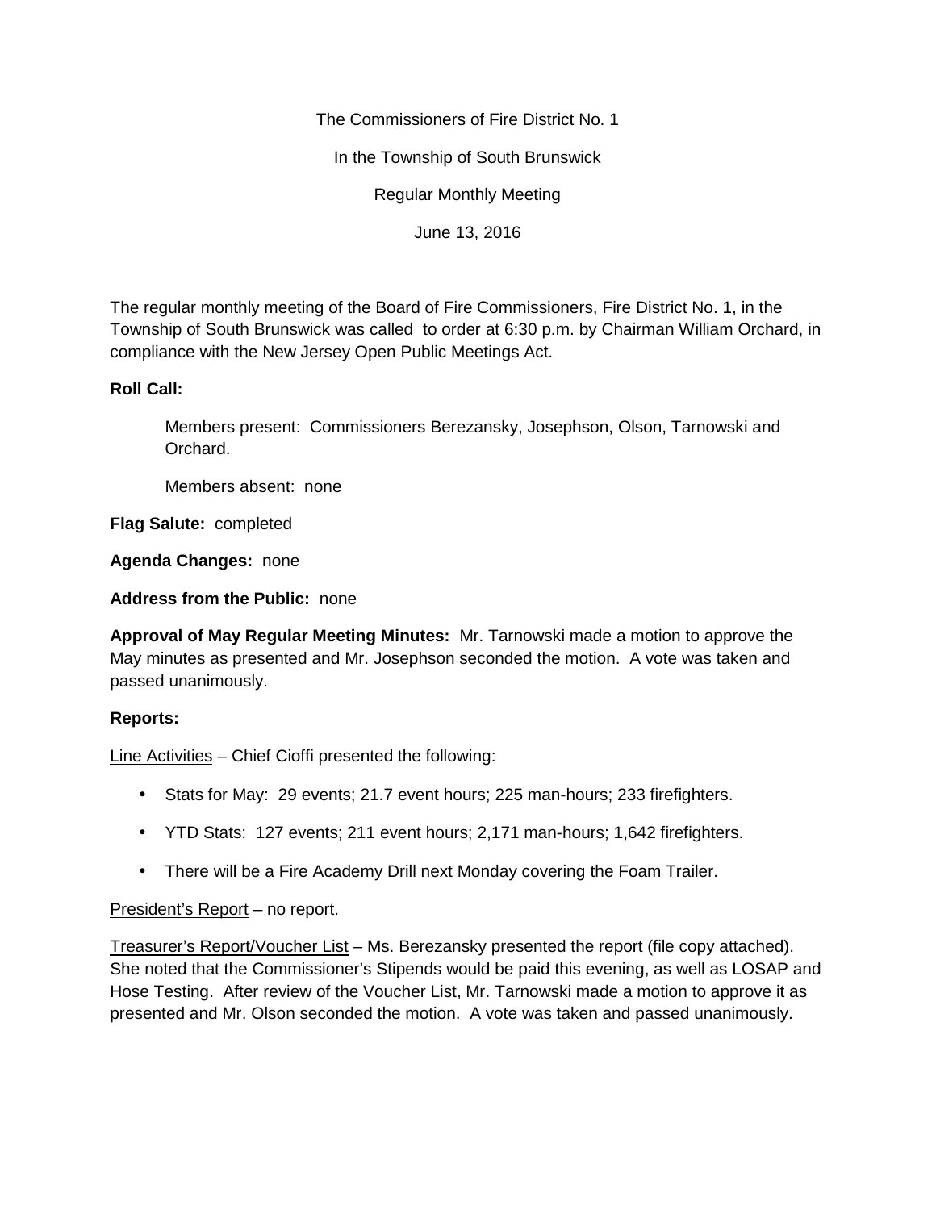The Commissioners of Fire District No. 1

In the Township of South Brunswick

Regular Monthly Meeting

June 13, 2016

The regular monthly meeting of the Board of Fire Commissioners, Fire District No. 1, in the Township of South Brunswick was called to order at 6:30 p.m. by Chairman William Orchard, in compliance with the New Jersey Open Public Meetings Act.

**Roll Call:**

Members present: Commissioners Berezansky, Josephson, Olson, Tarnowski and Orchard.

Members absent: none

**Flag Salute:** completed

**Agenda Changes:** none

**Address from the Public:** none

**Approval of May Regular Meeting Minutes:** Mr. Tarnowski made a motion to approve the May minutes as presented and Mr. Josephson seconded the motion. A vote was taken and passed unanimously.

**Reports:**

Line Activities – Chief Cioffi presented the following:

- Stats for May: 29 events; 21.7 event hours; 225 man-hours; 233 firefighters.
- YTD Stats: 127 events; 211 event hours; 2,171 man-hours; 1,642 firefighters.
- There will be a Fire Academy Drill next Monday covering the Foam Trailer.

President's Report – no report.

Treasurer's Report/Voucher List – Ms. Berezansky presented the report (file copy attached). She noted that the Commissioner's Stipends would be paid this evening, as well as LOSAP and Hose Testing. After review of the Voucher List, Mr. Tarnowski made a motion to approve it as presented and Mr. Olson seconded the motion. A vote was taken and passed unanimously.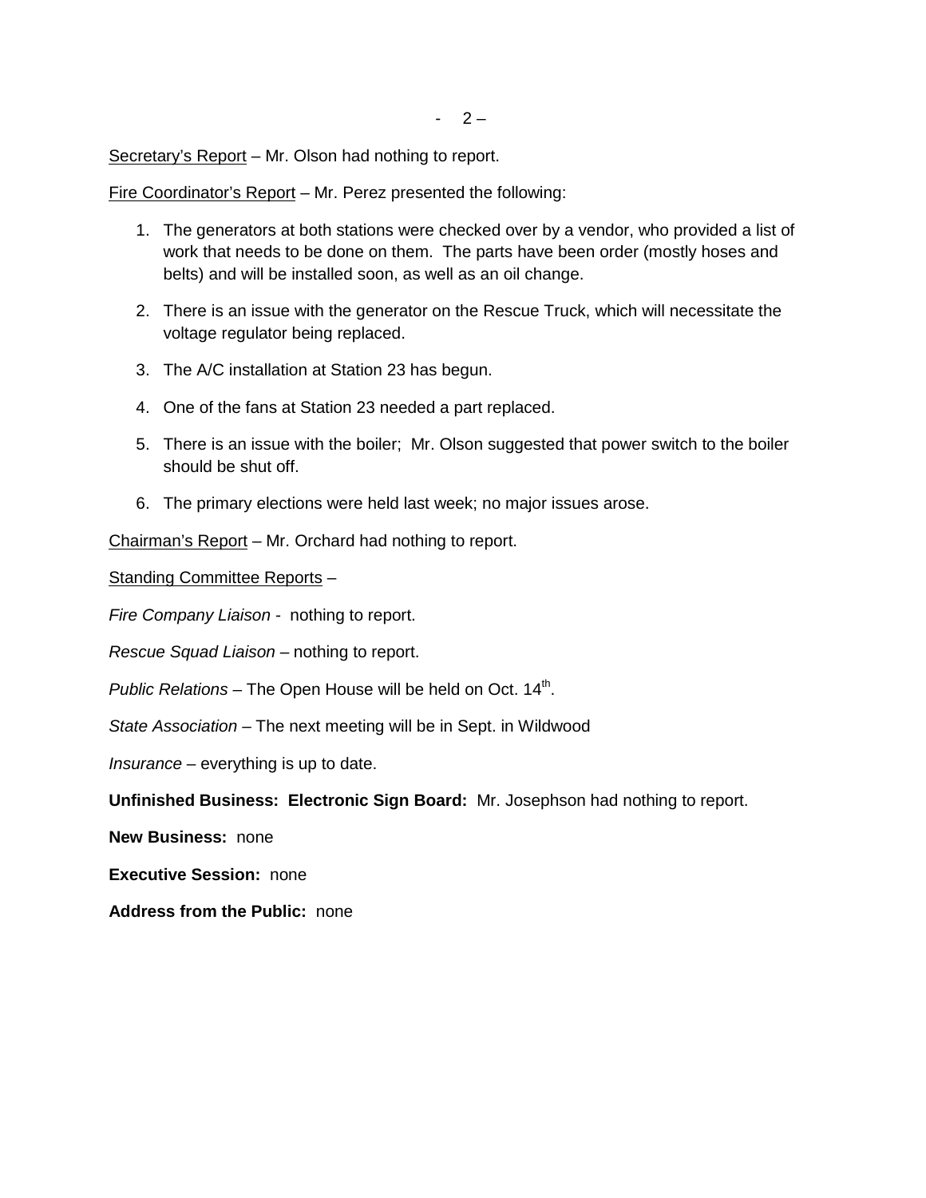Secretary's Report – Mr. Olson had nothing to report.

Fire Coordinator's Report – Mr. Perez presented the following:

1. The generators at both stations were checked over by a vendor, who provided a list of work that needs to be done on them. The parts have been order (mostly hoses and belts) and will be installed soon, as well as an oil change.
2. There is an issue with the generator on the Rescue Truck, which will necessitate the voltage regulator being replaced.
3. The A/C installation at Station 23 has begun.
4. One of the fans at Station 23 needed a part replaced.
5. There is an issue with the boiler; Mr. Olson suggested that power switch to the boiler should be shut off.
6. The primary elections were held last week; no major issues arose.

Chairman's Report – Mr. Orchard had nothing to report.

Standing Committee Reports –

*Fire Company Liaison* - nothing to report.

*Rescue Squad Liaison* – nothing to report.

*Public Relations* – The Open House will be held on Oct. 14th.

*State Association* – The next meeting will be in Sept. in Wildwood

*Insurance* – everything is up to date.

**Unfinished Business: Electronic Sign Board:** Mr. Josephson had nothing to report.

**New Business:** none

**Executive Session:** none

**Address from the Public:** none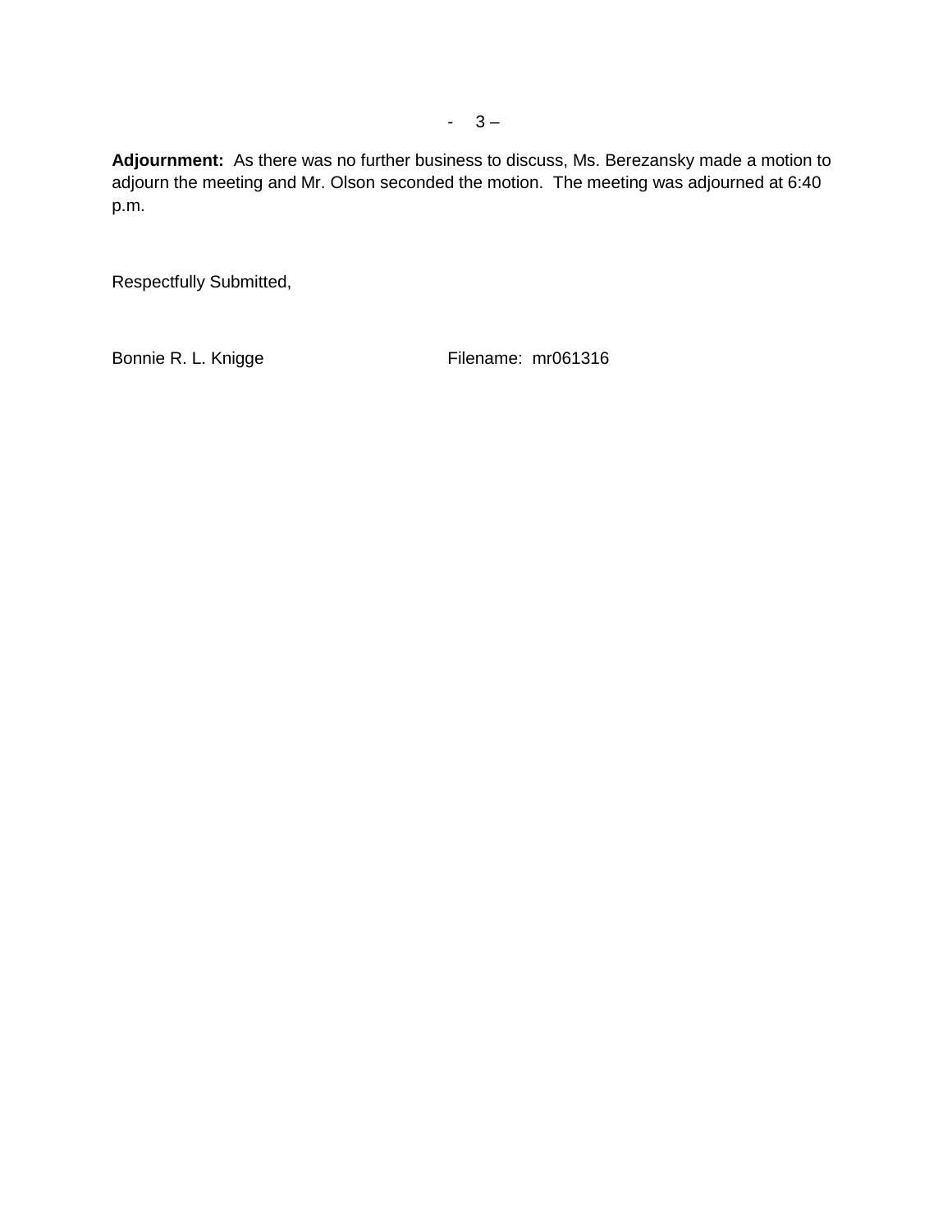**Adjournment:** As there was no further business to discuss, Ms. Berezansky made a motion to adjourn the meeting and Mr. Olson seconded the motion. The meeting was adjourned at 6:40 p.m.

Respectfully Submitted,

Bonnie R. L. Knigge Filename: mr061316